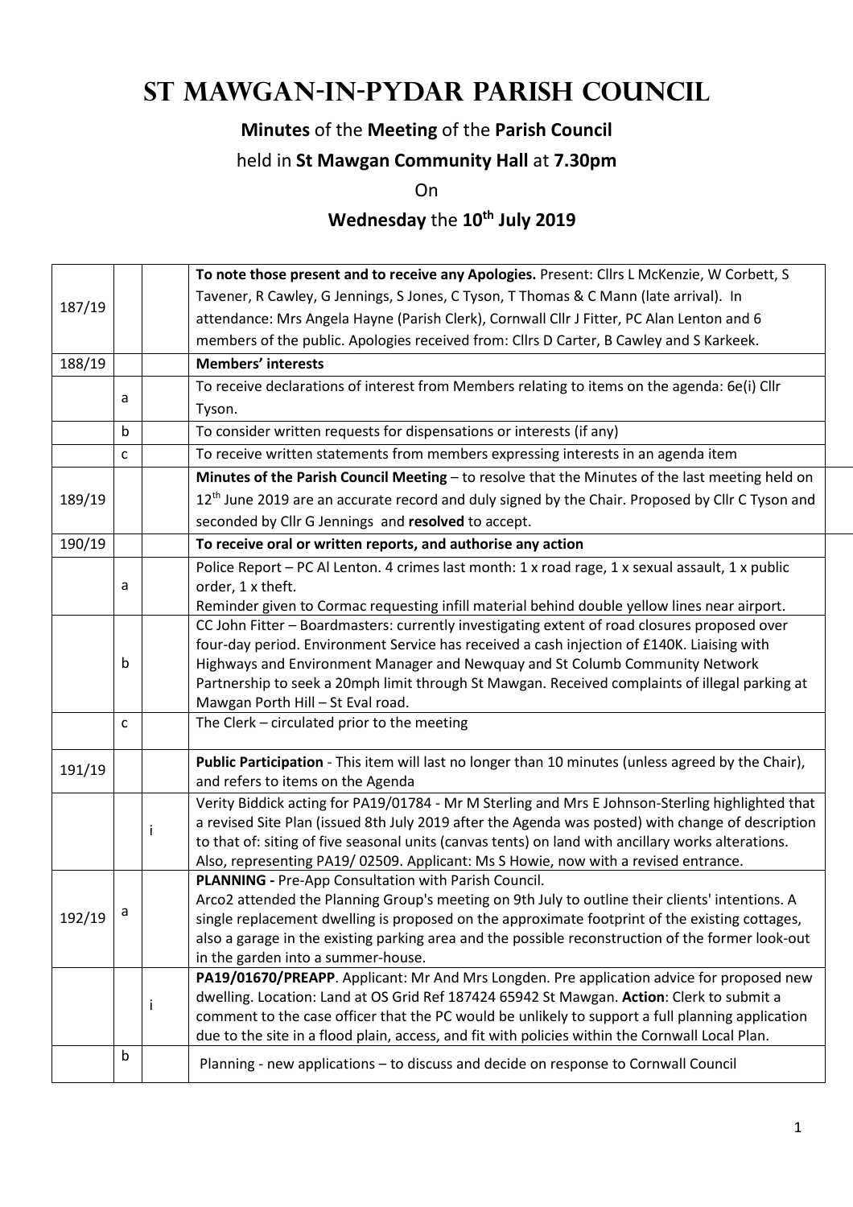# St Mawgan-in-Pydar Parish Council

**Minutes** of the **Meeting** of the **Parish Council**

held in **St Mawgan Community Hall** at **7.30pm**

On

**Wednesday** the **10th July 2019**

| | | | |
|---|---|---|---|
| 187/19 | | | **To note those present and to receive any Apologies.** Present: Cllrs L McKenzie, W Corbett, S Tavener, R Cawley, G Jennings, S Jones, C Tyson, T Thomas & C Mann (late arrival). In attendance: Mrs Angela Hayne (Parish Clerk), Cornwall Cllr J Fitter, PC Alan Lenton and 6 members of the public. Apologies received from: Cllrs D Carter, B Cawley and S Karkeek. |
| 188/19 | | | **Members' interests** |
| | a | | To receive declarations of interest from Members relating to items on the agenda: 6e(i) Cllr Tyson. |
| | b | | To consider written requests for dispensations or interests (if any) |
| | c | | To receive written statements from members expressing interests in an agenda item |
| 189/19 | | | **Minutes of the Parish Council Meeting** – to resolve that the Minutes of the last meeting held on 12th June 2019 are an accurate record and duly signed by the Chair. Proposed by Cllr C Tyson and seconded by Cllr G Jennings and **resolved** to accept. |
| 190/19 | | | **To receive oral or written reports, and authorise any action** |
| | a | | Police Report – PC Al Lenton. 4 crimes last month: 1 x road rage, 1 x sexual assault, 1 x public order, 1 x theft. Reminder given to Cormac requesting infill material behind double yellow lines near airport. |
| | b | | CC John Fitter – Boardmasters: currently investigating extent of road closures proposed over four-day period. Environment Service has received a cash injection of £140K. Liaising with Highways and Environment Manager and Newquay and St Columb Community Network Partnership to seek a 20mph limit through St Mawgan. Received complaints of illegal parking at Mawgan Porth Hill – St Eval road. |
| | c | | The Clerk – circulated prior to the meeting |
| 191/19 | | | **Public Participation** - This item will last no longer than 10 minutes (unless agreed by the Chair), and refers to items on the Agenda |
| | | i | Verity Biddick acting for PA19/01784 - Mr M Sterling and Mrs E Johnson-Sterling highlighted that a revised Site Plan (issued 8th July 2019 after the Agenda was posted) with change of description to that of: siting of five seasonal units (canvas tents) on land with ancillary works alterations. Also, representing PA19/ 02509. Applicant: Ms S Howie, now with a revised entrance. |
| 192/19 | a | | **PLANNING -** Pre-App Consultation with Parish Council. Arco2 attended the Planning Group's meeting on 9th July to outline their clients' intentions. A single replacement dwelling is proposed on the approximate footprint of the existing cottages, also a garage in the existing parking area and the possible reconstruction of the former look-out in the garden into a summer-house. |
| | | i | **PA19/01670/PREAPP**. Applicant: Mr And Mrs Longden. Pre application advice for proposed new dwelling. Location: Land at OS Grid Ref 187424 65942 St Mawgan. **Action**: Clerk to submit a comment to the case officer that the PC would be unlikely to support a full planning application due to the site in a flood plain, access, and fit with policies within the Cornwall Local Plan. |
| | b | | Planning - new applications – to discuss and decide on response to Cornwall Council |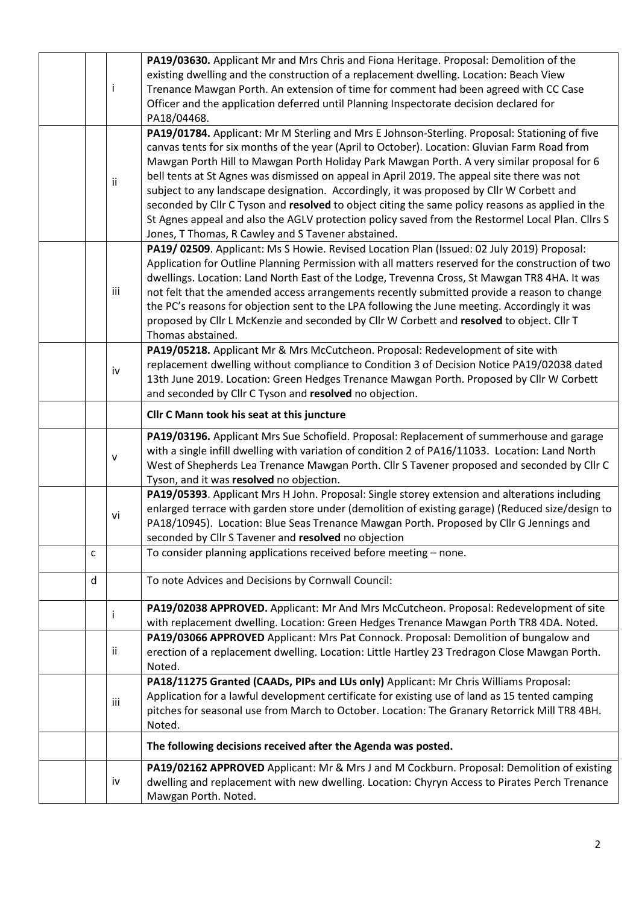| | | | |
|---|---|---|---|
| | | i | **PA19/03630.** Applicant Mr and Mrs Chris and Fiona Heritage. Proposal: Demolition of the existing dwelling and the construction of a replacement dwelling. Location: Beach View Trenance Mawgan Porth. An extension of time for comment had been agreed with CC Case Officer and the application deferred until Planning Inspectorate decision declared for PA18/04468. |
| | | ii | **PA19/01784.** Applicant: Mr M Sterling and Mrs E Johnson-Sterling. Proposal: Stationing of five canvas tents for six months of the year (April to October). Location: Gluvian Farm Road from Mawgan Porth Hill to Mawgan Porth Holiday Park Mawgan Porth. A very similar proposal for 6 bell tents at St Agnes was dismissed on appeal in April 2019. The appeal site there was not subject to any landscape designation. Accordingly, it was proposed by Cllr W Corbett and seconded by Cllr C Tyson and **resolved** to object citing the same policy reasons as applied in the St Agnes appeal and also the AGLV protection policy saved from the Restormel Local Plan. Cllrs S Jones, T Thomas, R Cawley and S Tavener abstained. |
| | | iii | **PA19/ 02509**. Applicant: Ms S Howie. Revised Location Plan (Issued: 02 July 2019) Proposal: Application for Outline Planning Permission with all matters reserved for the construction of two dwellings. Location: Land North East of the Lodge, Trevenna Cross, St Mawgan TR8 4HA. It was not felt that the amended access arrangements recently submitted provide a reason to change the PC's reasons for objection sent to the LPA following the June meeting. Accordingly it was proposed by Cllr L McKenzie and seconded by Cllr W Corbett and **resolved** to object. Cllr T Thomas abstained. |
| | | iv | **PA19/05218.** Applicant Mr & Mrs McCutcheon. Proposal: Redevelopment of site with replacement dwelling without compliance to Condition 3 of Decision Notice PA19/02038 dated 13th June 2019. Location: Green Hedges Trenance Mawgan Porth. Proposed by Cllr W Corbett and seconded by Cllr C Tyson and **resolved** no objection. |
| | | | **Cllr C Mann took his seat at this juncture** |
| | | v | **PA19/03196.** Applicant Mrs Sue Schofield. Proposal: Replacement of summerhouse and garage with a single infill dwelling with variation of condition 2 of PA16/11033. Location: Land North West of Shepherds Lea Trenance Mawgan Porth. Cllr S Tavener proposed and seconded by Cllr C Tyson, and it was **resolved** no objection. |
| | | vi | **PA19/05393**. Applicant Mrs H John. Proposal: Single storey extension and alterations including enlarged terrace with garden store under (demolition of existing garage) (Reduced size/design to PA18/10945). Location: Blue Seas Trenance Mawgan Porth. Proposed by Cllr G Jennings and seconded by Cllr S Tavener and **resolved** no objection |
| | c | | To consider planning applications received before meeting – none. |
| | d | | To note Advices and Decisions by Cornwall Council: |
| | | i | **PA19/02038 APPROVED.** Applicant: Mr And Mrs McCutcheon. Proposal: Redevelopment of site with replacement dwelling. Location: Green Hedges Trenance Mawgan Porth TR8 4DA. Noted. |
| | | ii | **PA19/03066 APPROVED** Applicant: Mrs Pat Connock. Proposal: Demolition of bungalow and erection of a replacement dwelling. Location: Little Hartley 23 Tredragon Close Mawgan Porth. Noted. |
| | | iii | **PA18/11275 Granted (CAADs, PIPs and LUs only)** Applicant: Mr Chris Williams Proposal: Application for a lawful development certificate for existing use of land as 15 tented camping pitches for seasonal use from March to October. Location: The Granary Retorrick Mill TR8 4BH. Noted. |
| | | | **The following decisions received after the Agenda was posted.** |
| | | iv | **PA19/02162 APPROVED** Applicant: Mr & Mrs J and M Cockburn. Proposal: Demolition of existing dwelling and replacement with new dwelling. Location: Chyryn Access to Pirates Perch Trenance Mawgan Porth. Noted. |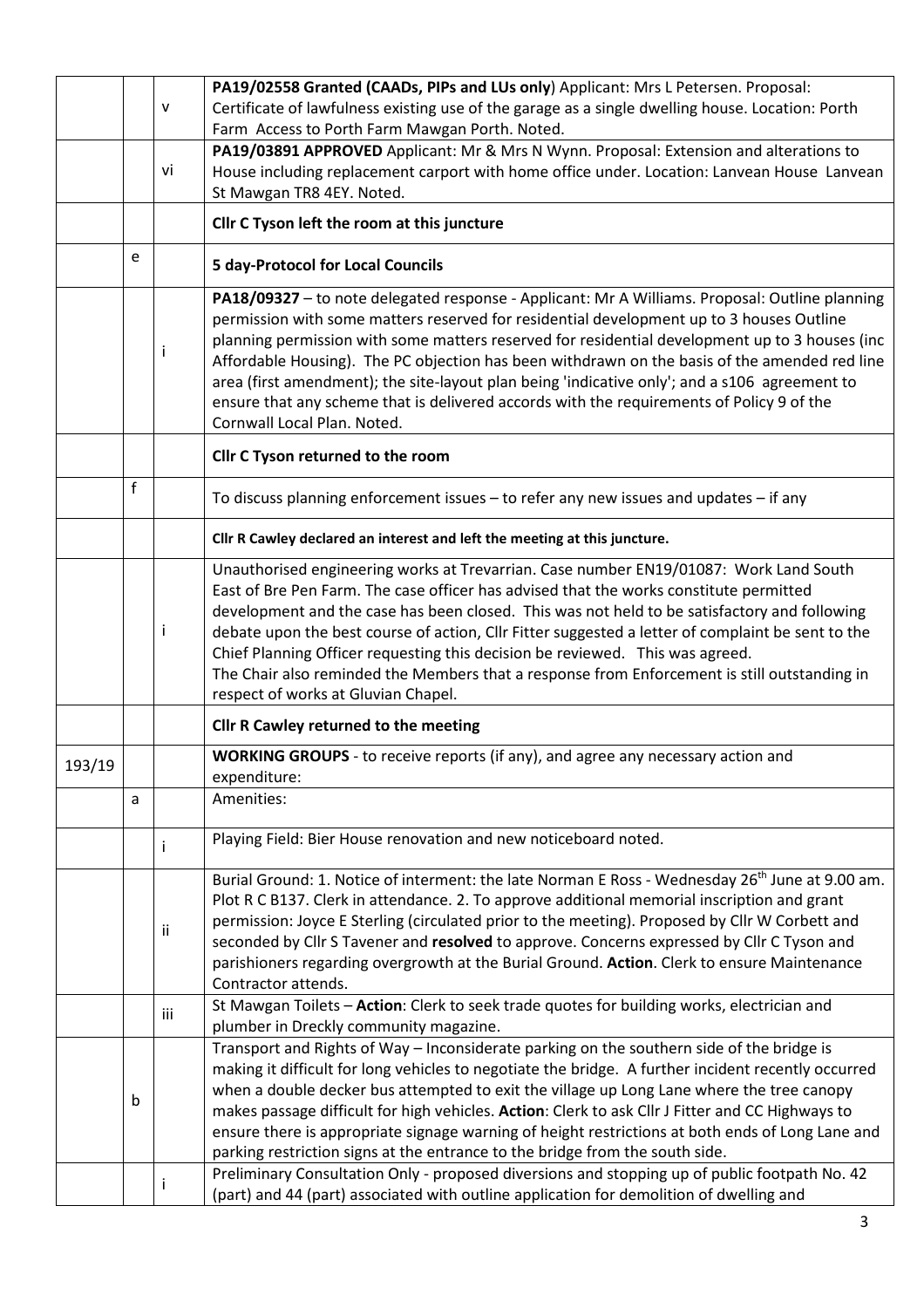| | | | |
|---|---|---|---|
| | | v | **PA19/02558 Granted (CAADs, PIPs and LUs only**) Applicant: Mrs L Petersen. Proposal: Certificate of lawfulness existing use of the garage as a single dwelling house. Location: Porth Farm Access to Porth Farm Mawgan Porth. Noted. |
| | | vi | **PA19/03891 APPROVED** Applicant: Mr & Mrs N Wynn. Proposal: Extension and alterations to House including replacement carport with home office under. Location: Lanvean House Lanvean St Mawgan TR8 4EY. Noted. |
| | | | **Cllr C Tyson left the room at this juncture** |
| | e | | **5 day-Protocol for Local Councils** |
| | | i | **PA18/09327** – to note delegated response - Applicant: Mr A Williams. Proposal: Outline planning permission with some matters reserved for residential development up to 3 houses Outline planning permission with some matters reserved for residential development up to 3 houses (inc Affordable Housing). The PC objection has been withdrawn on the basis of the amended red line area (first amendment); the site-layout plan being 'indicative only'; and a s106 agreement to ensure that any scheme that is delivered accords with the requirements of Policy 9 of the Cornwall Local Plan. Noted. |
| | | | **Cllr C Tyson returned to the room** |
| | f | | To discuss planning enforcement issues – to refer any new issues and updates – if any |
| | | | **Cllr R Cawley declared an interest and left the meeting at this juncture.** |
| | | i | Unauthorised engineering works at Trevarrian. Case number EN19/01087: Work Land South East of Bre Pen Farm. The case officer has advised that the works constitute permitted development and the case has been closed. This was not held to be satisfactory and following debate upon the best course of action, Cllr Fitter suggested a letter of complaint be sent to the Chief Planning Officer requesting this decision be reviewed. This was agreed.<br>The Chair also reminded the Members that a response from Enforcement is still outstanding in respect of works at Gluvian Chapel. |
| | | | **Cllr R Cawley returned to the meeting** |
| 193/19 | | | **WORKING GROUPS** - to receive reports (if any), and agree any necessary action and expenditure: |
| | a | | Amenities: |
| | | i | Playing Field: Bier House renovation and new noticeboard noted. |
| | | ii | Burial Ground: 1. Notice of interment: the late Norman E Ross - Wednesday 26th June at 9.00 am. Plot R C B137. Clerk in attendance. 2. To approve additional memorial inscription and grant permission: Joyce E Sterling (circulated prior to the meeting). Proposed by Cllr W Corbett and seconded by Cllr S Tavener and **resolved** to approve. Concerns expressed by Cllr C Tyson and parishioners regarding overgrowth at the Burial Ground. **Action**. Clerk to ensure Maintenance Contractor attends. |
| | | iii | St Mawgan Toilets – **Action**: Clerk to seek trade quotes for building works, electrician and plumber in Dreckly community magazine. |
| | b | | Transport and Rights of Way – Inconsiderate parking on the southern side of the bridge is making it difficult for long vehicles to negotiate the bridge. A further incident recently occurred when a double decker bus attempted to exit the village up Long Lane where the tree canopy makes passage difficult for high vehicles. **Action**: Clerk to ask Cllr J Fitter and CC Highways to ensure there is appropriate signage warning of height restrictions at both ends of Long Lane and parking restriction signs at the entrance to the bridge from the south side. |
| | | i | Preliminary Consultation Only - proposed diversions and stopping up of public footpath No. 42 (part) and 44 (part) associated with outline application for demolition of dwelling and |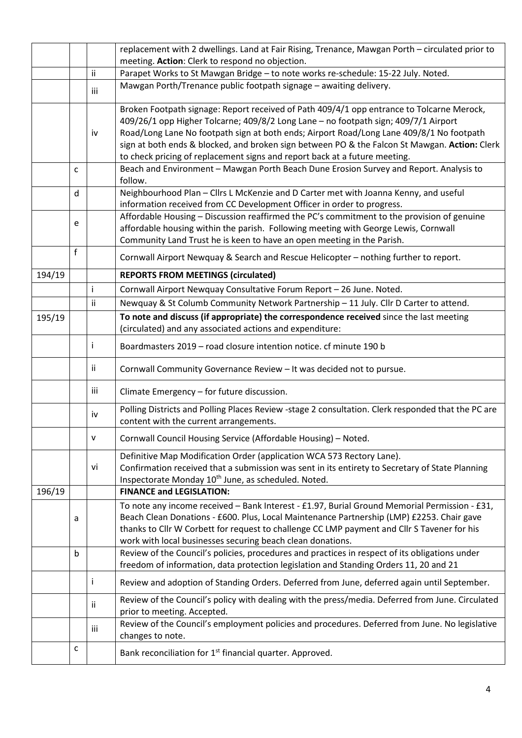| | | | |
|---|---|---|---|
| | | | replacement with 2 dwellings. Land at Fair Rising, Trenance, Mawgan Porth – circulated prior to meeting. **Action**: Clerk to respond no objection. |
| | | ii | Parapet Works to St Mawgan Bridge – to note works re-schedule: 15-22 July. Noted. |
| | | iii | Mawgan Porth/Trenance public footpath signage – awaiting delivery. |
| | | iv | Broken Footpath signage: Report received of Path 409/4/1 opp entrance to Tolcarne Merock, 409/26/1 opp Higher Tolcarne; 409/8/2 Long Lane – no footpath sign; 409/7/1 Airport Road/Long Lane No footpath sign at both ends; Airport Road/Long Lane 409/8/1 No footpath sign at both ends & blocked, and broken sign between PO & the Falcon St Mawgan. **Action:** Clerk to check pricing of replacement signs and report back at a future meeting. |
| | c | | Beach and Environment – Mawgan Porth Beach Dune Erosion Survey and Report. Analysis to follow. |
| | d | | Neighbourhood Plan – Cllrs L McKenzie and D Carter met with Joanna Kenny, and useful information received from CC Development Officer in order to progress. |
| | e | | Affordable Housing – Discussion reaffirmed the PC's commitment to the provision of genuine affordable housing within the parish. Following meeting with George Lewis, Cornwall Community Land Trust he is keen to have an open meeting in the Parish. |
| | f | | Cornwall Airport Newquay & Search and Rescue Helicopter – nothing further to report. |
| 194/19 | | | **REPORTS FROM MEETINGS (circulated)** |
| | | i | Cornwall Airport Newquay Consultative Forum Report – 26 June. Noted. |
| | | ii | Newquay & St Columb Community Network Partnership – 11 July. Cllr D Carter to attend. |
| 195/19 | | | **To note and discuss (if appropriate) the correspondence received** since the last meeting (circulated) and any associated actions and expenditure: |
| | | i | Boardmasters 2019 – road closure intention notice. cf minute 190 b |
| | | ii | Cornwall Community Governance Review – It was decided not to pursue. |
| | | iii | Climate Emergency – for future discussion. |
| | | iv | Polling Districts and Polling Places Review -stage 2 consultation. Clerk responded that the PC are content with the current arrangements. |
| | | v | Cornwall Council Housing Service (Affordable Housing) – Noted. |
| | | vi | Definitive Map Modification Order (application WCA 573 Rectory Lane). Confirmation received that a submission was sent in its entirety to Secretary of State Planning Inspectorate Monday 10th June, as scheduled. Noted. |
| 196/19 | | | **FINANCE and LEGISLATION:** |
| | a | | To note any income received – Bank Interest - £1.97, Burial Ground Memorial Permission - £31, Beach Clean Donations - £600. Plus, Local Maintenance Partnership (LMP) £2253. Chair gave thanks to Cllr W Corbett for request to challenge CC LMP payment and Cllr S Tavener for his work with local businesses securing beach clean donations. |
| | b | | Review of the Council's policies, procedures and practices in respect of its obligations under freedom of information, data protection legislation and Standing Orders 11, 20 and 21 |
| | | i | Review and adoption of Standing Orders. Deferred from June, deferred again until September. |
| | | ii | Review of the Council's policy with dealing with the press/media. Deferred from June. Circulated prior to meeting. Accepted. |
| | | iii | Review of the Council's employment policies and procedures. Deferred from June. No legislative changes to note. |
| | c | | Bank reconciliation for 1st financial quarter. Approved. |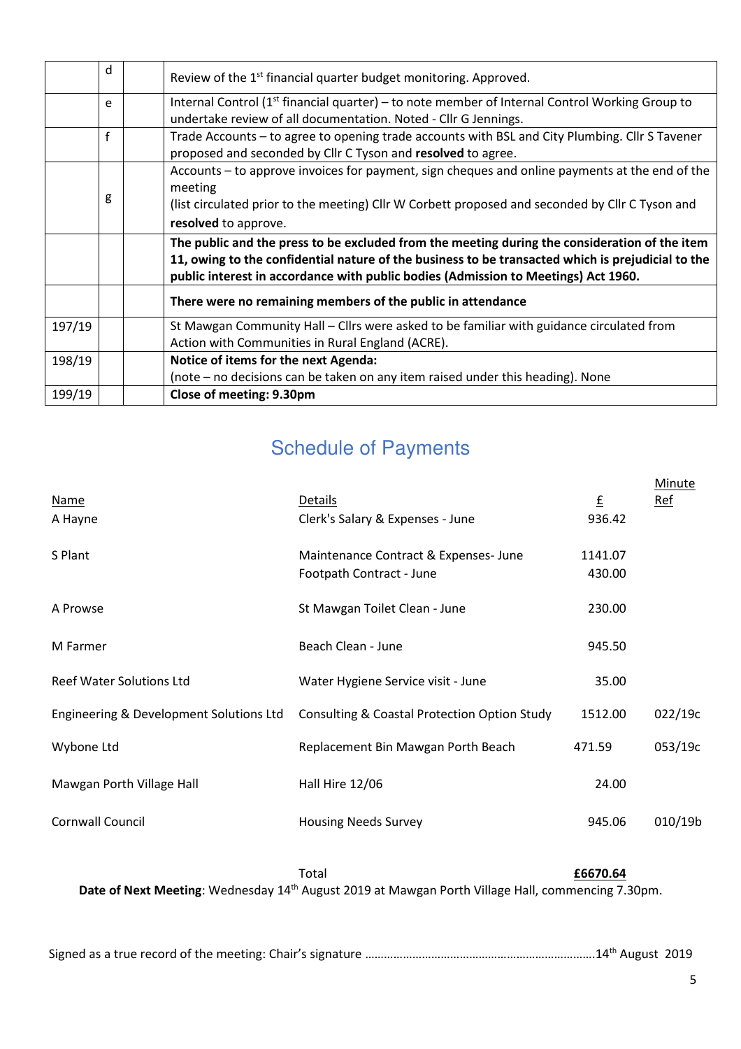| | | | |
|---|---|---|---|
| | d | | Review of the 1st financial quarter budget monitoring. Approved. |
| | e | | Internal Control (1st financial quarter) – to note member of Internal Control Working Group to undertake review of all documentation. Noted - Cllr G Jennings. |
| | f | | Trade Accounts – to agree to opening trade accounts with BSL and City Plumbing. Cllr S Tavener proposed and seconded by Cllr C Tyson and **resolved** to agree. |
| | g | | Accounts – to approve invoices for payment, sign cheques and online payments at the end of the meeting (list circulated prior to the meeting) Cllr W Corbett proposed and seconded by Cllr C Tyson and **resolved** to approve. |
| | | | **The public and the press to be excluded from the meeting during the consideration of the item 11, owing to the confidential nature of the business to be transacted which is prejudicial to the public interest in accordance with public bodies (Admission to Meetings) Act 1960.** |
| | | | **There were no remaining members of the public in attendance** |
| 197/19 | | | St Mawgan Community Hall – Cllrs were asked to be familiar with guidance circulated from Action with Communities in Rural England (ACRE). |
| 198/19 | | | **Notice of items for the next Agenda:** (note – no decisions can be taken on any item raised under this heading). None |
| 199/19 | | | **Close of meeting: 9.30pm** |

## Schedule of Payments

| Name | Details | £ | Minute Ref |
|---|---|---|---|
| A Hayne | Clerk's Salary & Expenses - June | 936.42 | |
| S Plant | Maintenance Contract & Expenses- June | 1141.07 | |
| | Footpath Contract - June | 430.00 | |
| A Prowse | St Mawgan Toilet Clean - June | 230.00 | |
| M Farmer | Beach Clean - June | 945.50 | |
| Reef Water Solutions Ltd | Water Hygiene Service visit - June | 35.00 | |
| Engineering & Development Solutions Ltd | Consulting & Coastal Protection Option Study | 1512.00 | 022/19c |
| Wybone Ltd | Replacement Bin Mawgan Porth Beach | 471.59 | 053/19c |
| Mawgan Porth Village Hall | Hall Hire 12/06 | 24.00 | |
| Cornwall Council | Housing Needs Survey | 945.06 | 010/19b |
| | Total | **£6670.64** | |

**Date of Next Meeting**: Wednesday 14th August 2019 at Mawgan Porth Village Hall, commencing 7.30pm.

Signed as a true record of the meeting: Chair's signature ……………………………………………………………….14th August 2019